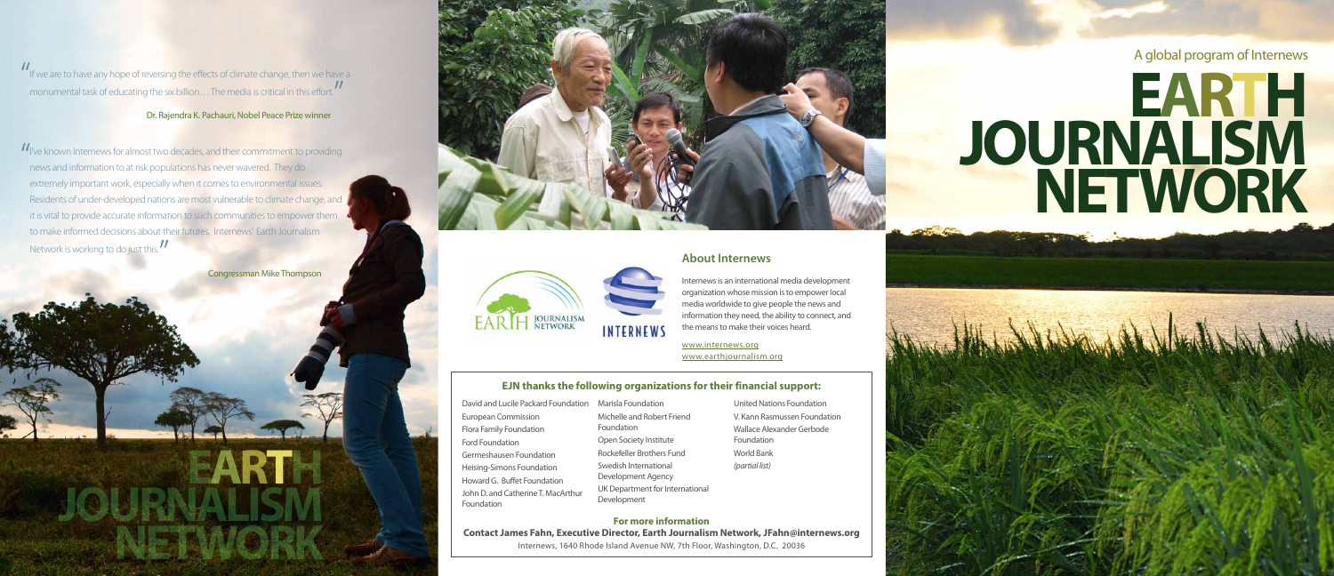"If we are to have any hope of reversing the effects of climate change, then we have a monumental task of educating the six billion… The media is critical in this effort."

Dr. Rajendra K. Pachauri, Nobel Peace Prize winner

"I've known Internews for almost two decades, and their commitment to providing news and information to at risk populations has never wavered. They do extremely important work, especially when it comes to environmental issues. Residents of under-developed nations are most vulnerable to climate change, and it is vital to provide accurate information to such communities to empower them to make informed decisions about their futures. Internews' Earth Journalism Network is working to do just this."

Congressman Mike Thompson

EARTH JOURNALISM NETWORK

EARTH JOURNALISM NETWORK

INTERNEWS

## About Internews

Internews is an international media development organization whose mission is to empower local media worldwide to give people the news and information they need, the ability to connect, and the means to make their voices heard.

www.internews.org
www.earthjournalism.org

### EJN thanks the following organizations for their financial support:

- David and Lucile Packard Foundation
- European Commission
- Flora Family Foundation
- Ford Foundation
- Germeshausen Foundation
- Heising-Simons Foundation
- Howard G. Buffet Foundation
- John D. and Catherine T. MacArthur Foundation
- Marisla Foundation
- Michelle and Robert Friend Foundation
- Open Society Institute
- Rockefeller Brothers Fund
- Swedish International Development Agency
- UK Department for International Development
- United Nations Foundation
- V. Kann Rasmussen Foundation
- Wallace Alexander Gerbode Foundation
- World Bank
- *(partial list)*

**For more information**

**Contact James Fahn, Executive Director, Earth Journalism Network, JFahn@internews.org**

Internews, 1640 Rhode Island Avenue NW, 7th Floor, Washington, D.C. 20036

A global program of Internews

# EARTH JOURNALISM NETWORK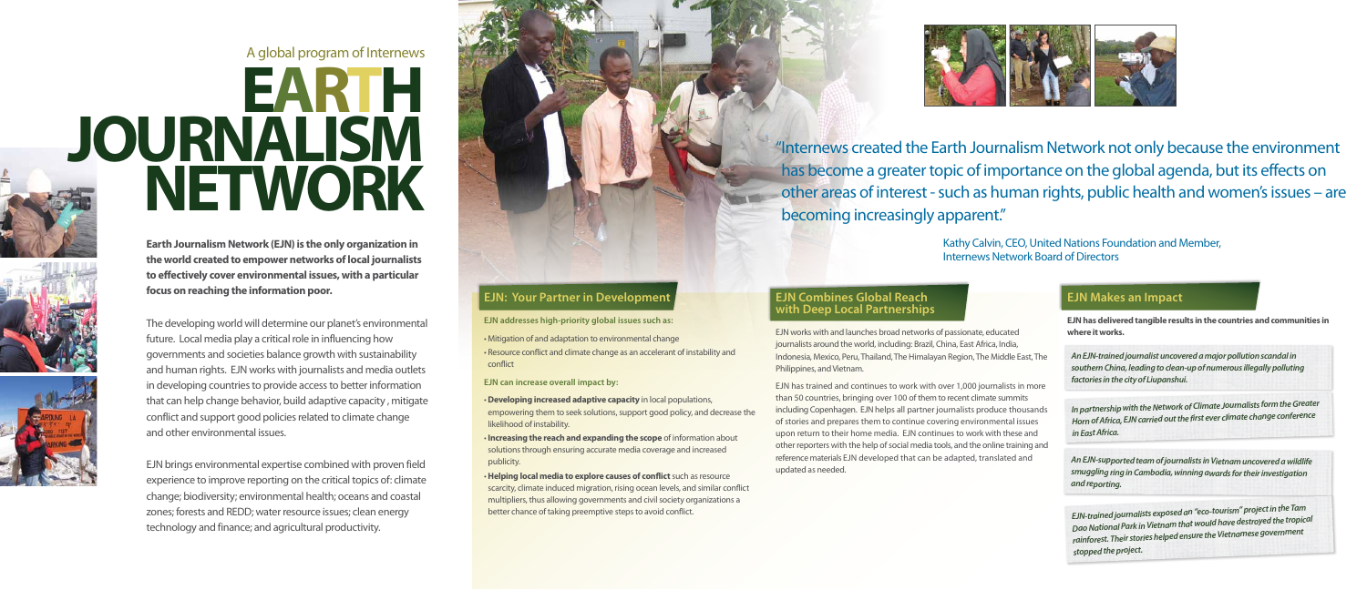A global program of Internews

# EARTH JOURNALISM NETWORK

**Earth Journalism Network (EJN) is the only organization in the world created to empower networks of local journalists to effectively cover environmental issues, with a particular focus on reaching the information poor.**

The developing world will determine our planet's environmental future. Local media play a critical role in influencing how governments and societies balance growth with sustainability and human rights. EJN works with journalists and media outlets in developing countries to provide access to better information that can help change behavior, build adaptive capacity , mitigate conflict and support good policies related to climate change and other environmental issues.

EJN brings environmental expertise combined with proven field experience to improve reporting on the critical topics of: climate change; biodiversity; environmental health; oceans and coastal zones; forests and REDD; water resource issues; clean energy technology and finance; and agricultural productivity.

"Internews created the Earth Journalism Network not only because the environment has become a greater topic of importance on the global agenda, but its effects on other areas of interest - such as human rights, public health and women's issues – are becoming increasingly apparent."

Kathy Calvin, CEO, United Nations Foundation and Member, Internews Network Board of Directors

## EJN: Your Partner in Development

**EJN addresses high-priority global issues such as:**

- Mitigation of and adaptation to environmental change
- Resource conflict and climate change as an accelerant of instability and conflict

**EJN can increase overall impact by:**

- **Developing increased adaptive capacity** in local populations, empowering them to seek solutions, support good policy, and decrease the likelihood of instability.
- **Increasing the reach and expanding the scope** of information about solutions through ensuring accurate media coverage and increased publicity.
- **Helping local media to explore causes of conflict** such as resource scarcity, climate induced migration, rising ocean levels, and similar conflict multipliers, thus allowing governments and civil society organizations a better chance of taking preemptive steps to avoid conflict.

## EJN Combines Global Reach with Deep Local Partnerships

EJN works with and launches broad networks of passionate, educated journalists around the world, including: Brazil, China, East Africa, India, Indonesia, Mexico, Peru, Thailand, The Himalayan Region, The Middle East, The Philippines, and Vietnam.

EJN has trained and continues to work with over 1,000 journalists in more than 50 countries, bringing over 100 of them to recent climate summits including Copenhagen. EJN helps all partner journalists produce thousands of stories and prepares them to continue covering environmental issues upon return to their home media. EJN continues to work with these and other reporters with the help of social media tools, and the online training and reference materials EJN developed that can be adapted, translated and updated as needed.

## EJN Makes an Impact

**EJN has delivered tangible results in the countries and communities in where it works.**

*An EJN-trained journalist uncovered a major pollution scandal in southern China, leading to clean-up of numerous illegally polluting factories in the city of Liupanshui.*

*In partnership with the Network of Climate Journalists form the Greater Horn of Africa, EJN carried out the first ever climate change conference in East Africa.*

*An EJN-supported team of journalists in Vietnam uncovered a wildlife smuggling ring in Cambodia, winning awards for their investigation and reporting.*

*EJN-trained journalists exposed an "eco-tourism" project in the Tam Dao National Park in Vietnam that would have destroyed the tropical rainforest. Their stories helped ensure the Vietnamese government stopped the project.*